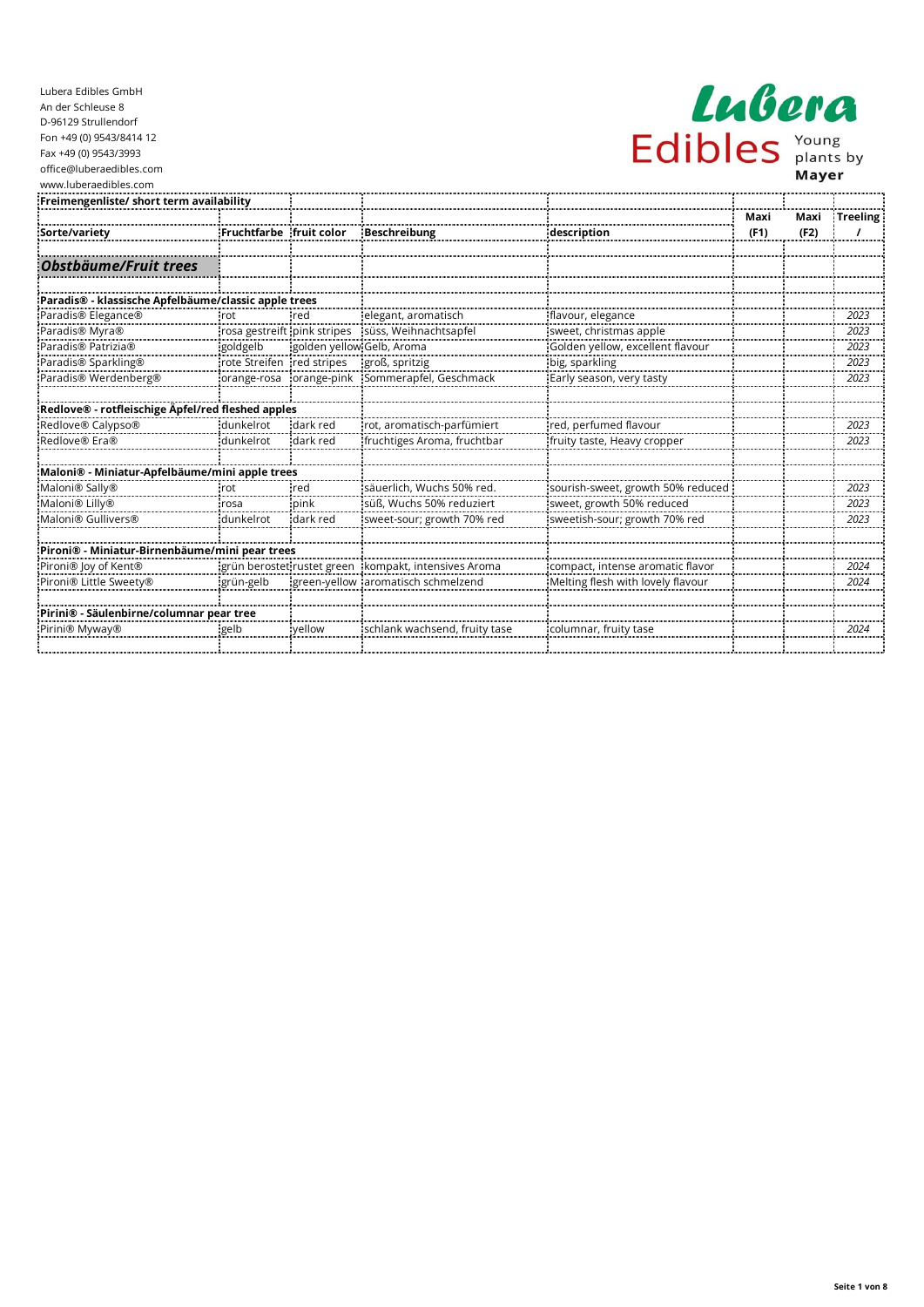Lubera Edibles GmbH
An der Schleuse 8
D-96129 Strullendorf
Fon +49 (0) 9543/8414 12
Fax +49 (0) 9543/3993
office@luberaedibles.com
www.luberaedibles.com

Lubera Edibles Young plants by Mayer

| Freimengenliste/ short term availability | | | | | | | |
|---|---|---|---|---|---|---|---|
| Sorte/variety | Fruchtfarbe | fruit color | Beschreibung | description | Maxi (F1) | Maxi (F2) | Treeling / |
| ***Obstbäume/Fruit trees*** | | | | | | | |
| **Paradis® - klassische Apfelbäume/classic apple trees** | | | | | | | |
| Paradis® Elegance® | rot | red | elegant, aromatisch | flavour, elegance | | | 2023 |
| Paradis® Myra® | rosa gestreift | pink stripes | süss, Weihnachtsapfel | sweet, christmas apple | | | 2023 |
| Paradis® Patrizia® | goldgelb | golden yellow | Gelb, Aroma | Golden yellow, excellent flavour | | | 2023 |
| Paradis® Sparkling® | rote Streifen | red stripes | groß, spritzig | big, sparkling | | | 2023 |
| Paradis® Werdenberg® | orange-rosa | orange-pink | Sommerapfel, Geschmack | Early season, very tasty | | | 2023 |
| **Redlove® - rotfleischige Äpfel/red fleshed apples** | | | | | | | |
| Redlove® Calypso® | dunkelrot | dark red | rot, aromatisch-parfümiert | red, perfumed flavour | | | 2023 |
| Redlove® Era® | dunkelrot | dark red | fruchtiges Aroma, fruchtbar | fruity taste, Heavy cropper | | | 2023 |
| **Maloni® - Miniatur-Apfelbäume/mini apple trees** | | | | | | | |
| Maloni® Sally® | rot | red | säuerlich, Wuchs 50% red. | sourish-sweet, growth 50% reduced | | | 2023 |
| Maloni® Lilly® | rosa | pink | süß, Wuchs 50% reduziert | sweet, growth 50% reduced | | | 2023 |
| Maloni® Gullivers® | dunkelrot | dark red | sweet-sour; growth 70% red | sweetish-sour; growth 70% red | | | 2023 |
| **Pironi® - Miniatur-Birnenbäume/mini pear trees** | | | | | | | |
| Pironi® Joy of Kent® | grün berostet | rustet green | kompakt, intensives Aroma | compact, intense aromatic flavor | | | 2024 |
| Pironi® Little Sweety® | grün-gelb | green-yellow | aromatisch schmelzend | Melting flesh with lovely flavour | | | 2024 |
| **Pirini® - Säulenbirne/columnar pear tree** | | | | | | | |
| Pirini® Myway® | gelb | yellow | schlank wachsend, fruity tase | columnar, fruity tase | | | 2024 |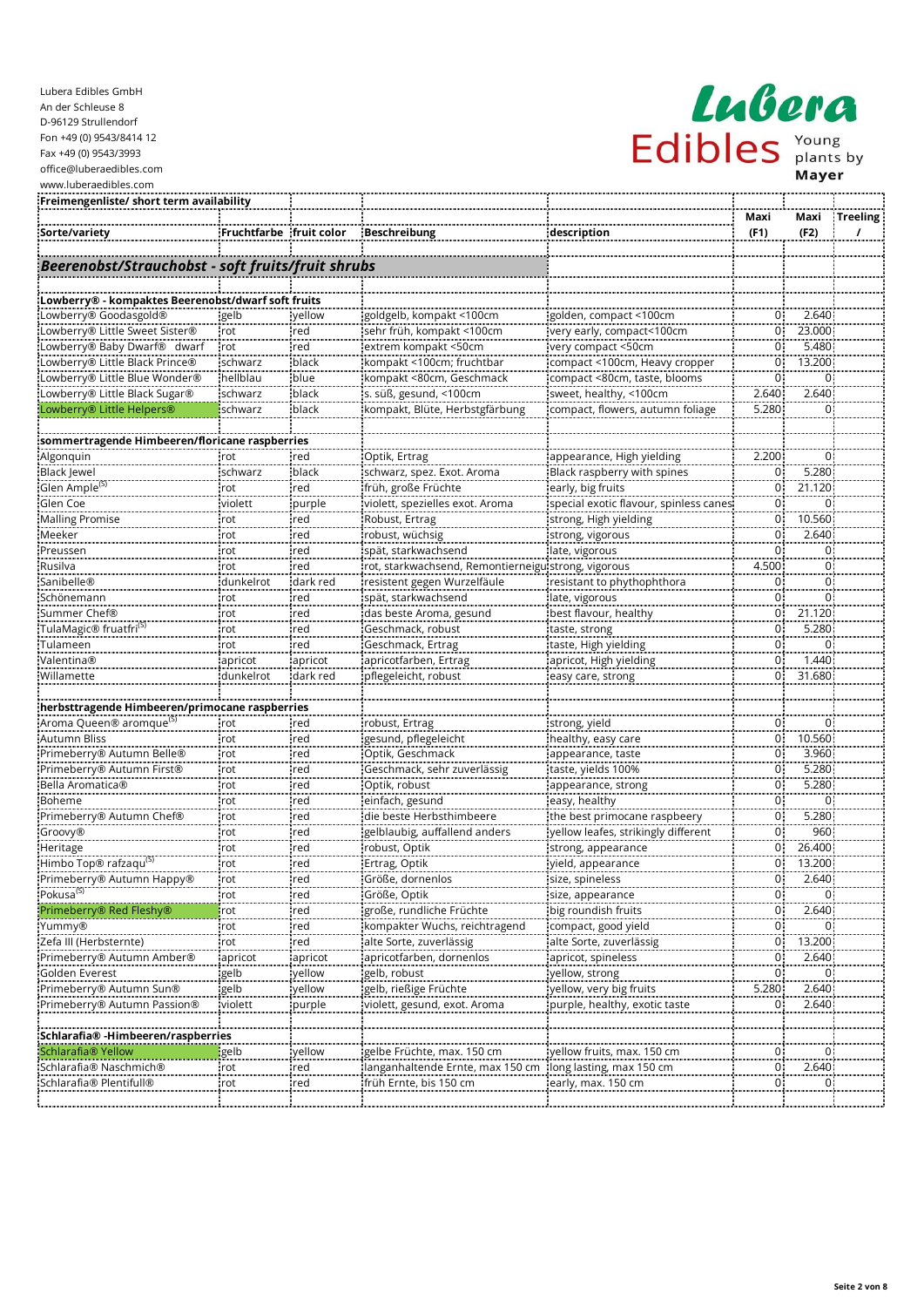Lubera Edibles GmbH
An der Schleuse 8
D-96129 Strullendorf
Fon +49 (0) 9543/8414 12
Fax +49 (0) 9543/3993
office@luberaedibles.com
www.luberaedibles.com

**Lubera Edibles** Young plants by **Mayer**

| **Freimengenliste/ short term availability** | | | | | | | |
|---|---|---|---|---|---|---|---|
| **Sorte/variety** | **Fruchtfarbe** | **fruit color** | **Beschreibung** | **description** | **Maxi (F1)** | **Maxi (F2)** | **Treeling /** |
| ***Beerenobst/Strauchobst - soft fruits/fruit shrubs*** | | | | | | | |
| **Lowberry® - kompaktes Beerenobst/dwarf soft fruits** | | | | | | | |
| Lowberry® Goodasgold® | gelb | yellow | goldgelb, kompakt <100cm | golden, compact <100cm | 0 | 2.640 | |
| Lowberry® Little Sweet Sister® | rot | red | sehr früh, kompakt <100cm | very early, compact<100cm | 0 | 23.000 | |
| Lowberry® Baby Dwarf® dwarf | rot | red | extrem kompakt <50cm | very compact <50cm | 0 | 5.480 | |
| Lowberry® Little Black Prince® | schwarz | black | kompakt <100cm; fruchtbar | compact <100cm, Heavy cropper | 0 | 13.200 | |
| Lowberry® Little Blue Wonder® | hellblau | blue | kompakt <80cm, Geschmack | compact <80cm, taste, blooms | 0 | 0 | |
| Lowberry® Little Black Sugar® | schwarz | black | s. süß, gesund, <100cm | sweet, healthy, <100cm | 2.640 | 2.640 | |
| Lowberry® Little Helpers® | schwarz | black | kompakt, Blüte, Herbstgfärbung | compact, flowers, autumn foliage | 5.280 | 0 | |
| **sommertragende Himbeeren/floricane raspberries** | | | | | | | |
| Algonquin | rot | red | Optik, Ertrag | appearance, High yielding | 2.200 | 0 | |
| Black Jewel | schwarz | black | schwarz, spez. Exot. Aroma | Black raspberry with spines | 0 | 5.280 | |
| Glen Ample[(S)] | rot | red | früh, große Früchte | early, big fruits | 0 | 21.120 | |
| Glen Coe | violett | purple | violett, spezielles exot. Aroma | special exotic flavour, spinless canes | 0 | 0 | |
| Malling Promise | rot | red | Robust, Ertrag | strong, High yielding | 0 | 10.560 | |
| Meeker | rot | red | robust, wüchsig | strong, vigorous | 0 | 2.640 | |
| Preussen | rot | red | spät, starkwachsend | late, vigorous | 0 | 0 | |
| Rusilva | rot | red | rot, starkwachsend, Remontierneigu | strong, vigorous | 4.500 | 0 | |
| Sanibelle® | dunkelrot | dark red | resistent gegen Wurzelfäule | resistant to phythophthora | 0 | 0 | |
| Schönemann | rot | red | spät, starkwachsend | late, vigorous | 0 | 0 | |
| Summer Chef® | rot | red | das beste Aroma, gesund | best flavour, healthy | 0 | 21.120 | |
| TulaMagic® fruatfri[(S)] | rot | red | Geschmack, robust | taste, strong | 0 | 5.280 | |
| Tulameen | rot | red | Geschmack, Ertrag | taste, High yielding | 0 | 0 | |
| Valentina® | apricot | apricot | apricotfarben, Ertrag | apricot, High yielding | 0 | 1.440 | |
| Willamette | dunkelrot | dark red | pflegeleicht, robust | easy care, strong | 0 | 31.680 | |
| **herbsttragende Himbeeren/primocane raspberries** | | | | | | | |
| Aroma Queen® aromque[(S)] | rot | red | robust, Ertrag | strong, yield | 0 | 0 | |
| Autumn Bliss | rot | red | gesund, pflegeleicht | healthy, easy care | 0 | 10.560 | |
| Primeberry® Autumn Belle® | rot | red | Optik, Geschmack | appearance, taste | 0 | 3.960 | |
| Primeberry® Autumn First® | rot | red | Geschmack, sehr zuverlässig | taste, yields 100% | 0 | 5.280 | |
| Bella Aromatica® | rot | red | Optik, robust | appearance, strong | 0 | 5.280 | |
| Boheme | rot | red | einfach, gesund | easy, healthy | 0 | 0 | |
| Primeberry® Autumn Chef® | rot | red | die beste Herbsthimbeere | the best primocane raspbeery | 0 | 5.280 | |
| Groovy® | rot | red | gelblaubig, auffallend anders | yellow leafes, strikingly different | 0 | 960 | |
| Heritage | rot | red | robust, Optik | strong, appearance | 0 | 26.400 | |
| Himbo Top® rafzaqu[(S)] | rot | red | Ertrag, Optik | yield, appearance | 0 | 13.200 | |
| Primeberry® Autumn Happy® | rot | red | Größe, dornenlos | size, spineless | 0 | 2.640 | |
| Pokusa[(S)] | rot | red | Größe, Optik | size, appearance | 0 | 0 | |
| Primeberry® Red Fleshy® | rot | red | große, rundliche Früchte | big roundish fruits | 0 | 2.640 | |
| Yummy® | rot | red | kompakter Wuchs, reichtragend | compact, good yield | 0 | 0 | |
| Zefa III (Herbsternte) | rot | red | alte Sorte, zuverlässig | alte Sorte, zuverlässig | 0 | 13.200 | |
| Primeberry® Autumn Amber® | apricot | apricot | apricotfarben, dornenlos | apricot, spineless | 0 | 2.640 | |
| Golden Everest | gelb | yellow | gelb, robust | yellow, strong | 0 | 0 | |
| Primeberry® Autumn Sun® | gelb | yellow | gelb, rießige Früchte | yellow, very big fruits | 5.280 | 2.640 | |
| Primeberry® Autumn Passion® | violett | purple | violett, gesund, exot. Aroma | purple, healthy, exotic taste | 0 | 2.640 | |
| **Schlarafia® -Himbeeren/raspberries** | | | | | | | |
| Schlarafia® Yellow | gelb | yellow | gelbe Früchte, max. 150 cm | yellow fruits, max. 150 cm | 0 | 0 | |
| Schlarafia® Naschmich® | rot | red | langanhaltende Ernte, max 150 cm | long lasting, max 150 cm | 0 | 2.640 | |
| Schlarafia® Plentifull® | rot | red | früh Ernte, bis 150 cm | early, max. 150 cm | 0 | 0 | |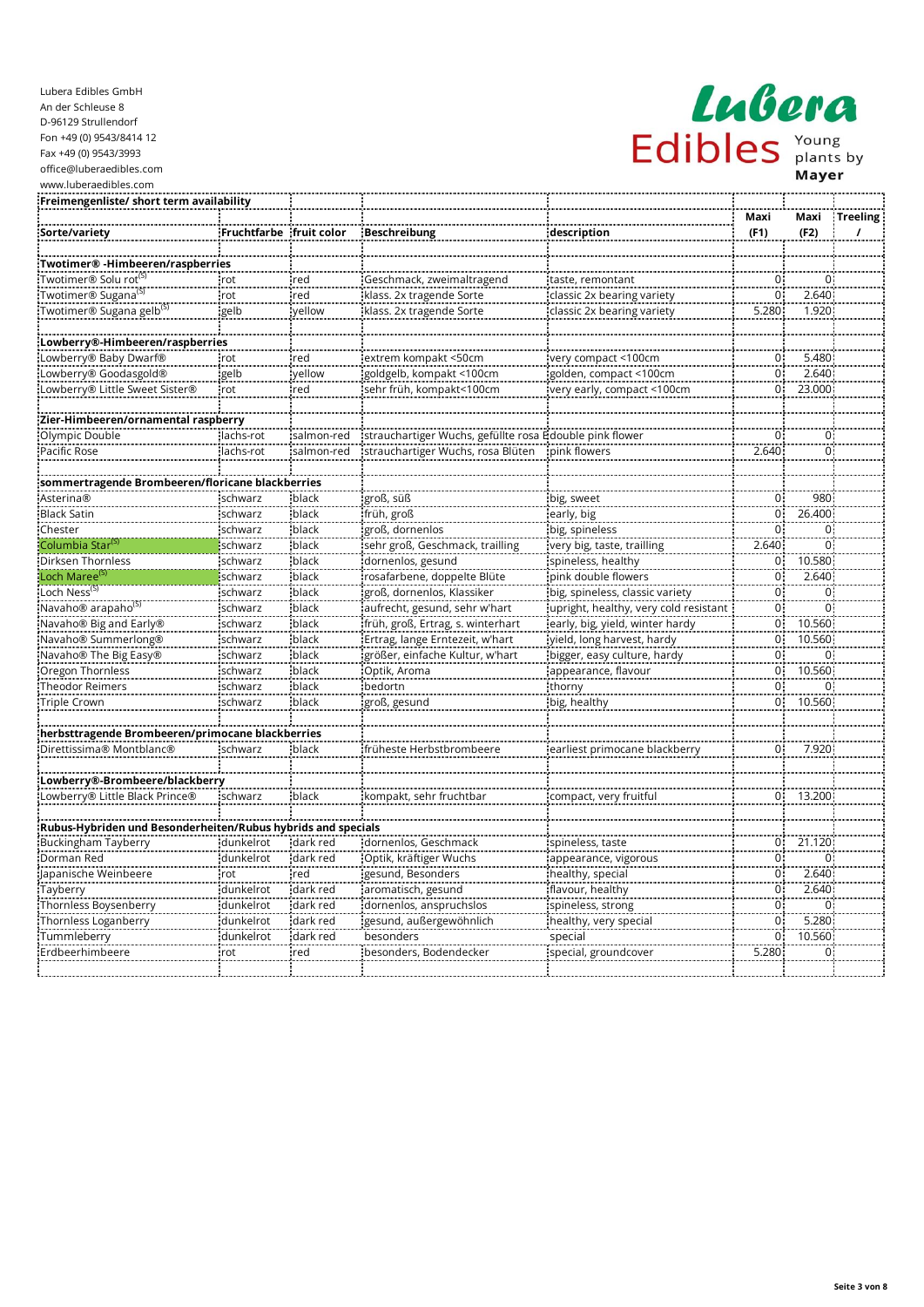Lubera Edibles GmbH
An der Schleuse 8
D-96129 Strullendorf
Fon +49 (0) 9543/8414 12
Fax +49 (0) 9543/3993
office@luberaedibles.com
www.luberaedibles.com

Lubera Edibles Young plants by Mayer

| Freimengenliste/ short term availability | | | | | | | |
|---|---|---|---|---|---|---|---|
| **Sorte/variety** | **Fruchtfarbe** | **fruit color** | **Beschreibung** | **description** | **Maxi (F1)** | **Maxi (F2)** | **Treeling /** |
| **Twotimer® -Himbeeren/raspberries** | | | | | | | |
| Twotimer® Solu rot[(5)] | rot | red | Geschmack, zweimaltragend | taste, remontant | 0 | 0 | |
| Twotimer® Sugana[(5)] | rot | red | klass. 2x tragende Sorte | classic 2x bearing variety | 0 | 2.640 | |
| Twotimer® Sugana gelb[(5)] | gelb | yellow | klass. 2x tragende Sorte | classic 2x bearing variety | 5.280 | 1.920 | |
| **Lowberry®-Himbeeren/raspberries** | | | | | | | |
| Lowberry® Baby Dwarf® | rot | red | extrem kompakt <50cm | very compact <100cm | 0 | 5.480 | |
| Lowberry® Goodasgold® | gelb | yellow | goldgelb, kompakt <100cm | golden, compact <100cm | 0 | 2.640 | |
| Lowberry® Little Sweet Sister® | rot | red | sehr früh, kompakt<100cm | very early, compact <100cm | 0 | 23.000 | |
| **Zier-Himbeeren/ornamental raspberry** | | | | | | | |
| Olympic Double | lachs-rot | salmon-red | strauchartiger Wuchs, gefüllte rosa B | double pink flower | 0 | 0 | |
| Pacific Rose | lachs-rot | salmon-red | strauchartiger Wuchs, rosa Blüten | pink flowers | 2.640 | 0 | |
| **sommertragende Brombeeren/floricane blackberries** | | | | | | | |
| Asterina® | schwarz | black | groß, süß | big, sweet | 0 | 980 | |
| Black Satin | schwarz | black | früh, groß | early, big | 0 | 26.400 | |
| Chester | schwarz | black | groß, dornenlos | big, spineless | 0 | 0 | |
| Columbia Star[(5)] | schwarz | black | sehr groß, Geschmack, trailling | very big, taste, trailling | 2.640 | 0 | |
| Dirksen Thornless | schwarz | black | dornenlos, gesund | spineless, healthy | 0 | 10.580 | |
| Loch Maree[(5)] | schwarz | black | rosafarbene, doppelte Blüte | pink double flowers | 0 | 2.640 | |
| Loch Ness[(5)] | schwarz | black | groß, dornenlos, Klassiker | big, spineless, classic variety | 0 | 0 | |
| Navaho® arapaho[(5)] | schwarz | black | aufrecht, gesund, sehr w'hart | upright, healthy, very cold resistant | 0 | 0 | |
| Navaho® Big and Early® | schwarz | black | früh, groß, Ertrag, s. winterhart | early, big, yield, winter hardy | 0 | 10.560 | |
| Navaho® Summerlong® | schwarz | black | Ertrag, lange Erntezeit, w'hart | yield, long harvest, hardy | 0 | 10.560 | |
| Navaho® The Big Easy® | schwarz | black | größer, einfache Kultur, w'hart | bigger, easy culture, hardy | 0 | 0 | |
| Oregon Thornless | schwarz | black | Optik, Aroma | appearance, flavour | 0 | 10.560 | |
| Theodor Reimers | schwarz | black | bedortn | thorny | 0 | 0 | |
| Triple Crown | schwarz | black | groß, gesund | big, healthy | 0 | 10.560 | |
| **herbsttragende Brombeeren/primocane blackberries** | | | | | | | |
| Direttissima® Montblanc® | schwarz | black | früheste Herbstbrombeere | earliest primocane blackberry | 0 | 7.920 | |
| **Lowberry®-Brombeere/blackberry** | | | | | | | |
| Lowberry® Little Black Prince® | schwarz | black | kompakt, sehr fruchtbar | compact, very fruitful | 0 | 13.200 | |
| **Rubus-Hybriden und Besonderheiten/Rubus hybrids and specials** | | | | | | | |
| Buckingham Tayberry | dunkelrot | dark red | dornenlos, Geschmack | spineless, taste | 0 | 21.120 | |
| Dorman Red | dunkelrot | dark red | Optik, kräftiger Wuchs | appearance, vigorous | 0 | 0 | |
| Japanische Weinbeere | rot | red | gesund, Besonders | healthy, special | 0 | 2.640 | |
| Tayberry | dunkelrot | dark red | aromatisch, gesund | flavour, healthy | 0 | 2.640 | |
| Thornless Boysenberry | dunkelrot | dark red | dornenlos, anspruchslos | spineless, strong | 0 | 0 | |
| Thornless Loganberry | dunkelrot | dark red | gesund, außergewöhnlich | healthy, very special | 0 | 5.280 | |
| Tummleberry | dunkelrot | dark red | besonders | special | 0 | 10.560 | |
| Erdbeerhimbeere | rot | red | besonders, Bodendecker | special, groundcover | 5.280 | 0 | |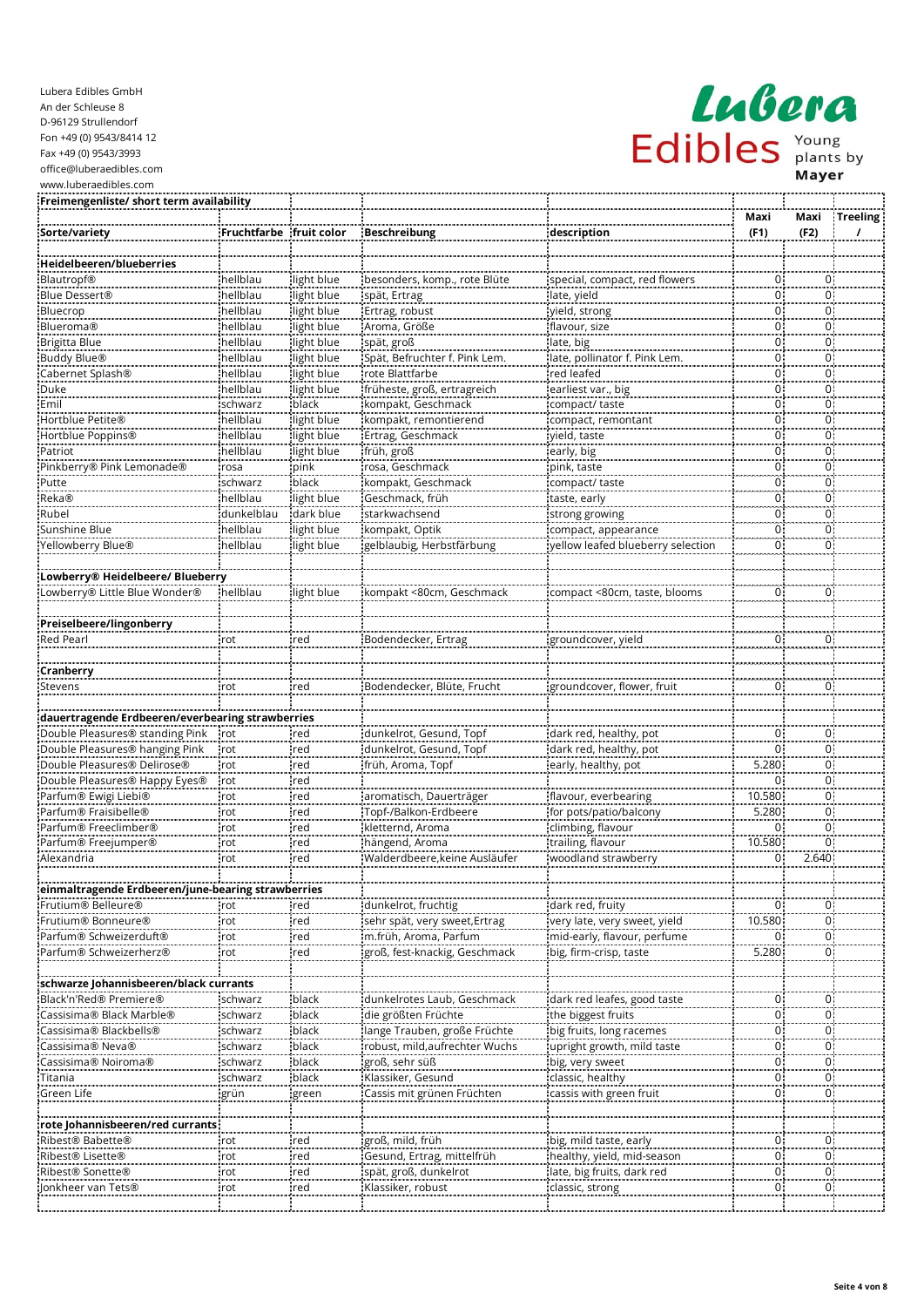Lubera Edibles GmbH
An der Schleuse 8
D-96129 Strullendorf
Fon +49 (0) 9543/8414 12
Fax +49 (0) 9543/3993
office@luberaedibles.com
www.luberaedibles.com

Lubera Edibles Young plants by Mayer

| Freimengenliste/ short term availability | | | | | | | |
|---|---|---|---|---|---|---|---|
| Sorte/variety | Fruchtfarbe | fruit color | Beschreibung | description | Maxi (F1) | Maxi (F2) | Treeling / |
| **Heidelbeeren/blueberries** | | | | | | | |
| Blautropf® | hellblau | light blue | besonders, komp., rote Blüte | special, compact, red flowers | 0 | 0 | |
| Blue Dessert® | hellblau | light blue | spät, Ertrag | late, yield | 0 | 0 | |
| Bluecrop | hellblau | light blue | Ertrag, robust | yield, strong | 0 | 0 | |
| Blueroma® | hellblau | light blue | Aroma, Größe | flavour, size | 0 | 0 | |
| Brigitta Blue | hellblau | light blue | spät, groß | late, big | 0 | 0 | |
| Buddy Blue® | hellblau | light blue | Spät, Befruchter f. Pink Lem. | late, pollinator f. Pink Lem. | 0 | 0 | |
| Cabernet Splash® | hellblau | light blue | rote Blattfarbe | red leafed | 0 | 0 | |
| Duke | hellblau | light blue | früheste, groß, ertragreich | earliest var., big | 0 | 0 | |
| Emil | schwarz | black | kompakt, Geschmack | compact/ taste | 0 | 0 | |
| Hortblue Petite® | hellblau | light blue | kompakt, remontierend | compact, remontant | 0 | 0 | |
| Hortblue Poppins® | hellblau | light blue | Ertrag, Geschmack | yield, taste | 0 | 0 | |
| Patriot | hellblau | light blue | früh, groß | early, big | 0 | 0 | |
| Pinkberry® Pink Lemonade® | rosa | pink | rosa, Geschmack | pink, taste | 0 | 0 | |
| Putte | schwarz | black | kompakt, Geschmack | compact/ taste | 0 | 0 | |
| Reka® | hellblau | light blue | Geschmack, früh | taste, early | 0 | 0 | |
| Rubel | dunkelblau | dark blue | starkwachsend | strong growing | 0 | 0 | |
| Sunshine Blue | hellblau | light blue | kompakt, Optik | compact, appearance | 0 | 0 | |
| Yellowberry Blue® | hellblau | light blue | gelblaubig, Herbstfärbung | yellow leafed blueberry selection | 0 | 0 | |
| **Lowberry® Heidelbeere/ Blueberry** | | | | | | | |
| Lowberry® Little Blue Wonder® | hellblau | light blue | kompakt <80cm, Geschmack | compact <80cm, taste, blooms | 0 | 0 | |
| **Preiselbeere/lingonberry** | | | | | | | |
| Red Pearl | rot | red | Bodendecker, Ertrag | groundcover, yield | 0 | 0 | |
| **Cranberry** | | | | | | | |
| Stevens | rot | red | Bodendecker, Blüte, Frucht | groundcover, flower, fruit | 0 | 0 | |
| **dauertragende Erdbeeren/everbearing strawberries** | | | | | | | |
| Double Pleasures® standing Pink | rot | red | dunkelrot, Gesund, Topf | dark red, healthy, pot | 0 | 0 | |
| Double Pleasures® hanging Pink | rot | red | dunkelrot, Gesund, Topf | dark red, healthy, pot | 0 | 0 | |
| Double Pleasures® Delirose® | rot | red | früh, Aroma, Topf | early, healthy, pot | 5.280 | 0 | |
| Double Pleasures® Happy Eyes® | rot | red | | | 0 | 0 | |
| Parfum® Ewigi Liebi® | rot | red | aromatisch, Dauerträger | flavour, everbearing | 10.580 | 0 | |
| Parfum® Fraisibelle® | rot | red | Topf-/Balkon-Erdbeere | for pots/patio/balcony | 5.280 | 0 | |
| Parfum® Freeclimber® | rot | red | kletternd, Aroma | climbing, flavour | 0 | 0 | |
| Parfum® Freejumper® | rot | red | hängend, Aroma | trailing, flavour | 10.580 | 0 | |
| Alexandria | rot | red | Walderdbeere,keine Ausläufer | woodland strawberry | 0 | 2.640 | |
| **einmaltragende Erdbeeren/june-bearing strawberries** | | | | | | | |
| Frutium® Belleure® | rot | red | dunkelrot, fruchtig | dark red, fruity | 0 | 0 | |
| Frutium® Bonneure® | rot | red | sehr spät, very sweet,Ertrag | very late, very sweet, yield | 10.580 | 0 | |
| Parfum® Schweizerduft® | rot | red | m.früh, Aroma, Parfum | mid-early, flavour, perfume | 0 | 0 | |
| Parfum® Schweizerherz® | rot | red | groß, fest-knackig, Geschmack | big, firm-crisp, taste | 5.280 | 0 | |
| **schwarze Johannisbeeren/black currants** | | | | | | | |
| Black'n'Red® Premiere® | schwarz | black | dunkelrotes Laub, Geschmack | dark red leafes, good taste | 0 | 0 | |
| Cassisima® Black Marble® | schwarz | black | die größten Früchte | the biggest fruits | 0 | 0 | |
| Cassisima® Blackbells® | schwarz | black | lange Trauben, große Früchte | big fruits, long racemes | 0 | 0 | |
| Cassisima® Neva® | schwarz | black | robust, mild,aufrechter Wuchs | upright growth, mild taste | 0 | 0 | |
| Cassisima® Noiroma® | schwarz | black | groß, sehr süß | big, very sweet | 0 | 0 | |
| Titania | schwarz | black | Klassiker, Gesund | classic, healthy | 0 | 0 | |
| Green Life | grün | green | Cassis mit grünen Früchten | cassis with green fruit | 0 | 0 | |
| **rote Johannisbeeren/red currants** | | | | | | | |
| Ribest® Babette® | rot | red | groß, mild, früh | big, mild taste, early | 0 | 0 | |
| Ribest® Lisette® | rot | red | Gesund, Ertrag, mittelfrüh | healthy, yield, mid-season | 0 | 0 | |
| Ribest® Sonette® | rot | red | spät, groß, dunkelrot | late, big fruits, dark red | 0 | 0 | |
| Jonkheer van Tets® | rot | red | Klassiker, robust | classic, strong | 0 | 0 | |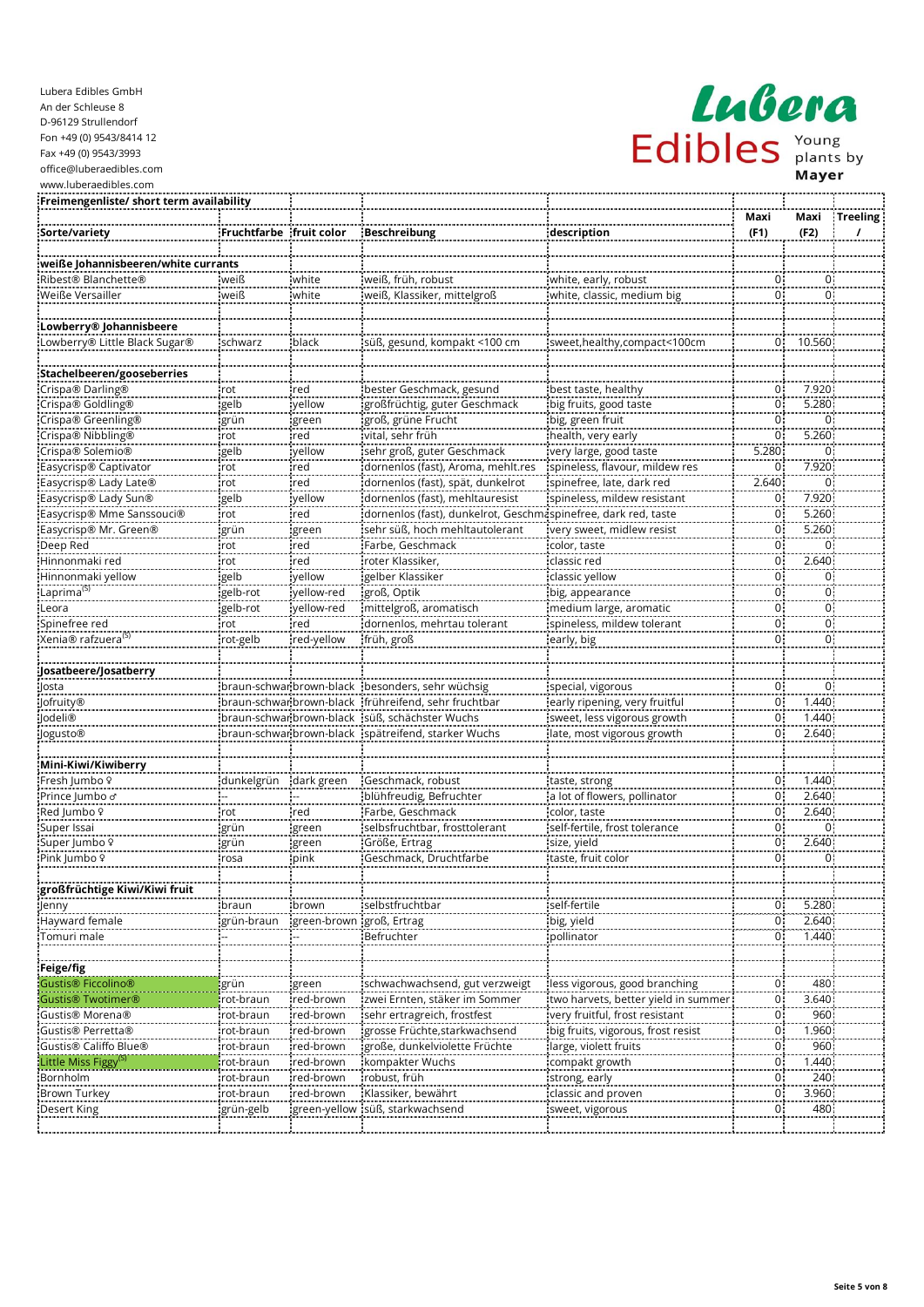Lubera Edibles GmbH
An der Schleuse 8
D-96129 Strullendorf
Fon +49 (0) 9543/8414 12
Fax +49 (0) 9543/3993
office@luberaedibles.com
www.luberaedibles.com

Lubera Edibles Young plants by Mayer

**Freimengenliste/ short term availability**

| Sorte/variety | Fruchtfarbe | fruit color | Beschreibung | description | Maxi (F1) | Maxi (F2) | Treeling / |
|---|---|---|---|---|---|---|---|
| **weiße Johannisbeeren/white currants** | | | | | | | |
| Ribest® Blanchette® | weiß | white | weiß, früh, robust | white, early, robust | 0 | 0 | |
| Weiße Versailler | weiß | white | weiß, Klassiker, mittelgroß | white, classic, medium big | 0 | 0 | |
| **Lowberry® Johannisbeere** | | | | | | | |
| Lowberry® Little Black Sugar® | schwarz | black | süß, gesund, kompakt <100 cm | sweet,healthy,compact<100cm | 0 | 10.560 | |
| **Stachelbeeren/gooseberries** | | | | | | | |
| Crispa® Darling® | rot | red | bester Geschmack, gesund | best taste, healthy | 0 | 7.920 | |
| Crispa® Goldling® | gelb | yellow | großfrüchtig, guter Geschmack | big fruits, good taste | 0 | 5.280 | |
| Crispa® Greenling® | grün | green | groß, grüne Frucht | big, green fruit | 0 | 0 | |
| Crispa® Nibbling® | rot | red | vital, sehr früh | health, very early | 0 | 5.260 | |
| Crispa® Solemio® | gelb | yellow | sehr groß, guter Geschmack | very large, good taste | 5.280 | 0 | |
| Easycrisp® Captivator | rot | red | dornenlos (fast), Aroma, mehlt.res | spineless, flavour, mildew res | 0 | 7.920 | |
| Easycrisp® Lady Late® | rot | red | dornenlos (fast), spät, dunkelrot | spinefree, late, dark red | 2.640 | 0 | |
| Easycrisp® Lady Sun® | gelb | yellow | dornenlos (fast), mehltauresist | spineless, mildew resistant | 0 | 7.920 | |
| Easycrisp® Mme Sanssouci® | rot | red | dornenlos (fast), dunkelrot, Geschma | spinefree, dark red, taste | 0 | 5.260 | |
| Easycrisp® Mr. Green® | grün | green | sehr süß, hoch mehltautolerant | very sweet, midlew resist | 0 | 5.260 | |
| Deep Red | rot | red | Farbe, Geschmack | color, taste | 0 | 0 | |
| Hinnonmaki red | rot | red | roter Klassiker, | classic red | 0 | 2.640 | |
| Hinnonmaki yellow | gelb | yellow | gelber Klassiker | classic yellow | 0 | 0 | |
| Laprima[(S)] | gelb-rot | yellow-red | groß, Optik | big, appearance | 0 | 0 | |
| Leora | gelb-rot | yellow-red | mittelgroß, aromatisch | medium large, aromatic | 0 | 0 | |
| Spinefree red | rot | red | dornenlos, mehrtau tolerant | spineless, mildew tolerant | 0 | 0 | |
| Xenia® rafzuera[(S)] | rot-gelb | red-yellow | früh, groß | early, big | 0 | 0 | |
| **Josatbeere/Josatberry** | | | | | | | |
| Josta | braun-schwar | brown-black | besonders, sehr wüchsig | special, vigorous | 0 | 0 | |
| Jofruity® | braun-schwar | brown-black | frühreifend, sehr fruchtbar | early ripening, very fruitful | 0 | 1.440 | |
| Jodeli® | braun-schwar | brown-black | süß, schächster Wuchs | sweet, less vigorous growth | 0 | 1.440 | |
| Jogusto® | braun-schwar | brown-black | spätreifend, starker Wuchs | late, most vigorous growth | 0 | 2.640 | |
| **Mini-Kiwi/Kiwiberry** | | | | | | | |
| Fresh Jumbo ♀ | dunkelgrün | dark green | Geschmack, robust | taste, strong | 0 | 1.440 | |
| Prince Jumbo ♂ | -- | -- | blühfreudig, Befruchter | a lot of flowers, pollinator | 0 | 2.640 | |
| Red Jumbo ♀ | rot | red | Farbe, Geschmack | color, taste | 0 | 2.640 | |
| Super Issai | grün | green | selbsfruchtbar, frosttolerant | self-fertile, frost tolerance | 0 | 0 | |
| Super Jumbo ♀ | grün | green | Größe, Ertrag | size, yield | 0 | 2.640 | |
| Pink Jumbo ♀ | rosa | pink | Geschmack, Druchtfarbe | taste, fruit color | 0 | 0 | |
| **großfrüchtige Kiwi/Kiwi fruit** | | | | | | | |
| Jenny | braun | brown | selbstfruchtbar | self-fertile | 0 | 5.280 | |
| Hayward female | grün-braun | green-brown | groß, Ertrag | big, yield | 0 | 2.640 | |
| Tomuri male | -- | -- | Befruchter | pollinator | 0 | 1.440 | |
| **Feige/fig** | | | | | | | |
| Gustis® Ficcolino® | grün | green | schwachwachsend, gut verzweigt | less vigorous, good branching | 0 | 480 | |
| Gustis® Twotimer® | rot-braun | red-brown | zwei Ernten, stäker im Sommer | two harvets, better yield in summer | 0 | 3.640 | |
| Gustis® Morena® | rot-braun | red-brown | sehr ertragreich, frostfest | very fruitful, frost resistant | 0 | 960 | |
| Gustis® Perretta® | rot-braun | red-brown | grosse Früchte,starkwachsend | big fruits, vigorous, frost resist | 0 | 1.960 | |
| Gustis® Califfo Blue® | rot-braun | red-brown | große, dunkelviolette Früchte | large, violett fruits | 0 | 960 | |
| Little Miss Figgy[(S)] | rot-braun | red-brown | kompakter Wuchs | compakt growth | 0 | 1.440 | |
| Bornholm | rot-braun | red-brown | robust, früh | strong, early | 0 | 240 | |
| Brown Turkey | rot-braun | red-brown | Klassiker, bewährt | classic and proven | 0 | 3.960 | |
| Desert King | grün-gelb | green-yellow | süß, starkwachsend | sweet, vigorous | 0 | 480 | |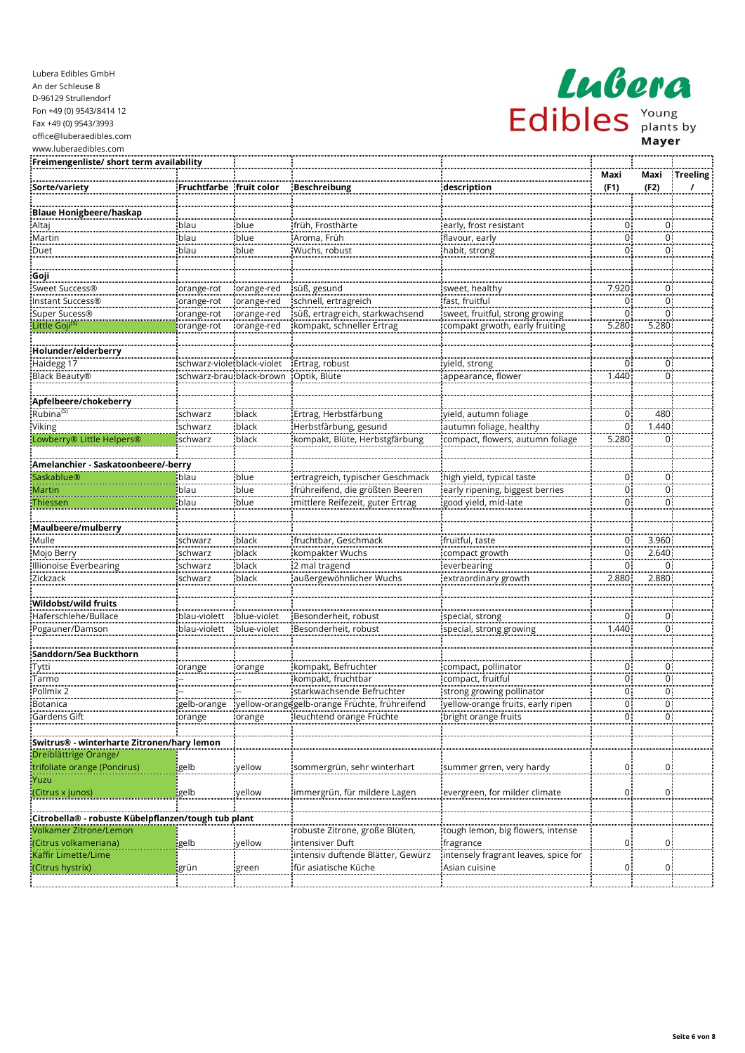Lubera Edibles GmbH
An der Schleuse 8
D-96129 Strullendorf
Fon +49 (0) 9543/8414 12
Fax +49 (0) 9543/3993
office@luberaedibles.com
www.luberaedibles.com

Lubera Edibles Young plants by Mayer

| Freimengenliste/ short term availability | | | | | | | |
|---|---|---|---|---|---|---|---|
| Sorte/variety | Fruchtfarbe | fruit color | Beschreibung | description | Maxi (F1) | Maxi (F2) | Treeling / |
| **Blaue Honigbeere/haskap** | | | | | | | |
| Altaj | blau | blue | früh, Frosthärte | early, frost resistant | 0 | 0 | |
| Martin | blau | blue | Aroma, Früh | flavour, early | 0 | 0 | |
| Duet | blau | blue | Wuchs, robust | habit, strong | 0 | 0 | |
| **Goji** | | | | | | | |
| Sweet Success® | orange-rot | orange-red | süß, gesund | sweet, healthy | 7.920 | 0 | |
| Instant Success® | orange-rot | orange-red | schnell, ertragreich | fast, fruitful | 0 | 0 | |
| Super Sucess® | orange-rot | orange-red | süß, ertragreich, starkwachsend | sweet, fruitful, strong growing | 0 | 0 | |
| Little Goji(S) | orange-rot | orange-red | kompakt, schneller Ertrag | compakt grwoth, early fruiting | 5.280 | 5.280 | |
| **Holunder/elderberry** | | | | | | | |
| Haidegg 17 | schwarz-violett | black-violet | Ertrag, robust | yield, strong | 0 | 0 | |
| Black Beauty® | schwarz-braun | black-brown | Optik, Blüte | appearance, flower | 1.440 | 0 | |
| **Apfelbeere/chokeberry** | | | | | | | |
| Rubina(S) | schwarz | black | Ertrag, Herbstfärbung | yield, autumn foliage | 0 | 480 | |
| Viking | schwarz | black | Herbstfärbung, gesund | autumn foliage, healthy | 0 | 1.440 | |
| Lowberry® Little Helpers® | schwarz | black | kompakt, Blüte, Herbstgfärbung | compact, flowers, autumn foliage | 5.280 | 0 | |
| **Amelanchier - Saskatoonbeere/-berry** | | | | | | | |
| Saskablue® | blau | blue | ertragreich, typischer Geschmack | high yield, typical taste | 0 | 0 | |
| Martin | blau | blue | frühreifend, die größten Beeren | early ripening, biggest berries | 0 | 0 | |
| Thiessen | blau | blue | mittlere Reifezeit, guter Ertrag | good yield, mid-late | 0 | 0 | |
| **Maulbeere/mulberry** | | | | | | | |
| Mulle | schwarz | black | fruchtbar, Geschmack | fruitful, taste | 0 | 3.960 | |
| Mojo Berry | schwarz | black | kompakter Wuchs | compact growth | 0 | 2.640 | |
| Illionoise Everbearing | schwarz | black | 2 mal tragend | everbearing | 0 | 0 | |
| Zickzack | schwarz | black | außergewöhnlicher Wuchs | extraordinary growth | 2.880 | 2.880 | |
| **Wildobst/wild fruits** | | | | | | | |
| Haferschlehe/Bullace | blau-violett | blue-violet | Besonderheit, robust | special, strong | 0 | 0 | |
| Pogauner/Damson | blau-violett | blue-violet | Besonderheit, robust | special, strong growing | 1.440 | 0 | |
| **Sanddorn/Sea Buckthorn** | | | | | | | |
| Tytti | orange | orange | kompakt, Befruchter | compact, pollinator | 0 | 0 | |
| Tarmo | -- | -- | kompakt, fruchtbar | compact, fruitful | 0 | 0 | |
| Pollmix 2 | -- | -- | starkwachsende Befruchter | strong growing pollinator | 0 | 0 | |
| Botanica | gelb-orange | yellow-orange | gelb-orange Früchte, frühreifend | yellow-orange fruits, early ripen | 0 | 0 | |
| Gardens Gift | orange | orange | leuchtend orange Früchte | bright orange fruits | 0 | 0 | |
| **Switrus® - winterharte Zitronen/hary lemon** | | | | | | | |
| Dreiblättrige Orange/ trifoliate orange (Poncirus) | gelb | yellow | sommergrün, sehr winterhart | summer grren, very hardy | 0 | 0 | |
| Yuzu (Citrus x junos) | gelb | yellow | immergrün, für mildere Lagen | evergreen, for milder climate | 0 | 0 | |
| **Citrobella® - robuste Kübelpflanzen/tough tub plant** | | | | | | | |
| Volkamer Zitrone/Lemon (Citrus volkameriana) | gelb | yellow | robuste Zitrone, große Blüten, intensiver Duft | tough lemon, big flowers, intense fragrance | 0 | 0 | |
| Kaffir Limette/Lime (Citrus hystrix) | grün | green | intensiv duftende Blätter, Gewürz für asiatische Küche | intensely fragrant leaves, spice for Asian cuisine | 0 | 0 | |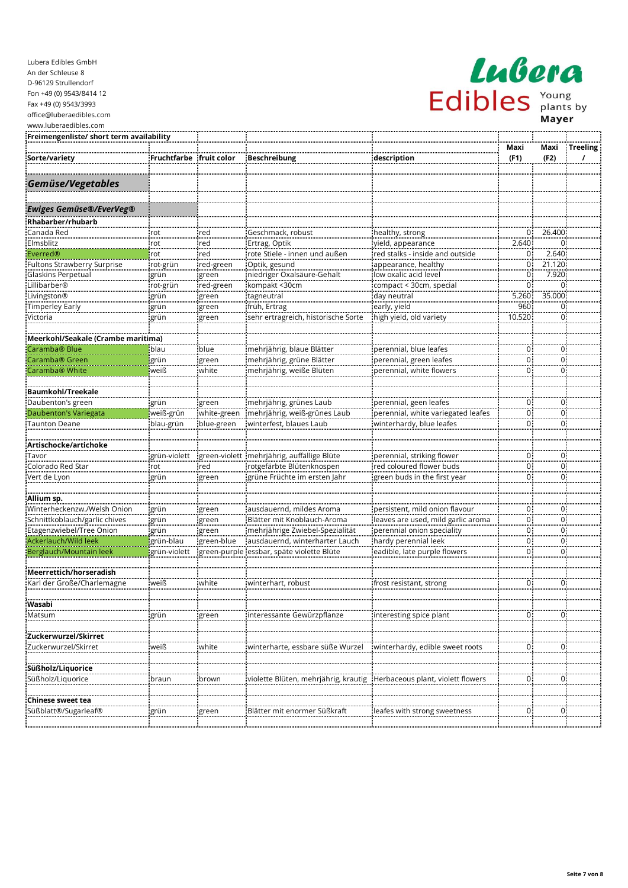Lubera Edibles GmbH
An der Schleuse 8
D-96129 Strullendorf
Fon +49 (0) 9543/8414 12
Fax +49 (0) 9543/3993
office@luberaedibles.com
www.luberaedibles.com

Lubera Edibles Young plants by Mayer

**Freimengenliste/ short term availability**

| Sorte/variety | Fruchtfarbe | fruit color | Beschreibung | description | Maxi (F1) | Maxi (F2) | Treeling / |
|---|---|---|---|---|---|---|---|
| ***Gemüse/Vegetables*** | | | | | | | |
| ***Ewiges Gemüse®/EverVeg®*** | | | | | | | |
| **Rhabarber/rhubarb** | | | | | | | |
| Canada Red | rot | red | Geschmack, robust | healthy, strong | 0 | 26.400 | |
| Elmsblitz | rot | red | Ertrag, Optik | yield, appearance | 2.640 | 0 | |
| Everred® | rot | red | rote Stiele - innen und außen | red stalks - inside and outside | 0 | 2.640 | |
| Fultons Strawberry Surprise | rot-grün | red-green | Optik, gesund | appearance, healthy | 0 | 21.120 | |
| Glaskins Perpetual | grün | green | niedriger Oxalsäure-Gehalt | low oxalic acid level | 0 | 7.920 | |
| Lillibarber® | rot-grün | red-green | kompakt <30cm | compact < 30cm, special | 0 | 0 | |
| Livingston® | grün | green | tagneutral | day neutral | 5.260 | 35.000 | |
| Timperley Early | grün | green | früh, Ertrag | early, yield | 960 | 0 | |
| Victoria | grün | green | sehr ertragreich, historische Sorte | high yield, old variety | 10.520 | 0 | |
| **Meerkohl/Seakale (Crambe maritima)** | | | | | | | |
| Caramba® Blue | blau | blue | mehrjährig, blaue Blätter | perennial, blue leafes | 0 | 0 | |
| Caramba® Green | grün | green | mehrjährig, grüne Blätter | perennial, green leafes | 0 | 0 | |
| Caramba® White | weiß | white | mehrjährig, weiße Blüten | perennial, white flowers | 0 | 0 | |
| **Baumkohl/Treekale** | | | | | | | |
| Daubenton's green | grün | green | mehrjährig, grünes Laub | perennial, geen leafes | 0 | 0 | |
| Daubenton's Variegata | weiß-grün | white-green | mehrjährig, weiß-grünes Laub | perennial, white variegated leafes | 0 | 0 | |
| Taunton Deane | blau-grün | blue-green | winterfest, blaues Laub | winterhardy, blue leafes | 0 | 0 | |
| **Artischocke/artichoke** | | | | | | | |
| Tavor | grün-violett | green-violett | mehrjährig, auffällige Blüte | perennial, striking flower | 0 | 0 | |
| Colorado Red Star | rot | red | rotgefärbte Blütenknospen | red coloured flower buds | 0 | 0 | |
| Vert de Lyon | grün | green | grüne Früchte im ersten Jahr | green buds in the first year | 0 | 0 | |
| **Allium sp.** | | | | | | | |
| Winterheckenzw./Welsh Onion | grün | green | ausdauernd, mildes Aroma | persistent, mild onion flavour | 0 | 0 | |
| Schnittkoblauch/garlic chives | grün | green | Blätter mit Knoblauch-Aroma | leaves are used, mild garlic aroma | 0 | 0 | |
| Etagenzwiebel/Tree Onion | grün | green | mehrjährige Zwiebel-Spezialität | perennial onion speciality | 0 | 0 | |
| Ackerlauch/Wild leek | grün-blau | green-blue | ausdauernd, winterharter Lauch | hardy perennial leek | 0 | 0 | |
| Berglauch/Mountain leek | grün-violett | green-purple | essbar, späte violette Blüte | eadible, late purple flowers | 0 | 0 | |
| **Meerrettich/horseradish** | | | | | | | |
| Karl der Große/Charlemagne | weiß | white | winterhart, robust | frost resistant, strong | 0 | 0 | |
| **Wasabi** | | | | | | | |
| Matsum | grün | green | interessante Gewürzpflanze | interesting spice plant | 0 | 0 | |
| **Zuckerwurzel/Skirret** | | | | | | | |
| Zuckerwurzel/Skirret | weiß | white | winterharte, essbare süße Wurzel | winterhardy, edible sweet roots | 0 | 0 | |
| **Süßholz/Liquorice** | | | | | | | |
| Süßholz/Liquorice | braun | brown | violette Blüten, mehrjährig, krautig | Herbaceous plant, violett flowers | 0 | 0 | |
| **Chinese sweet tea** | | | | | | | |
| Süßblatt®/Sugarleaf® | grün | green | Blätter mit enormer Süßkraft | leafes with strong sweetness | 0 | 0 | |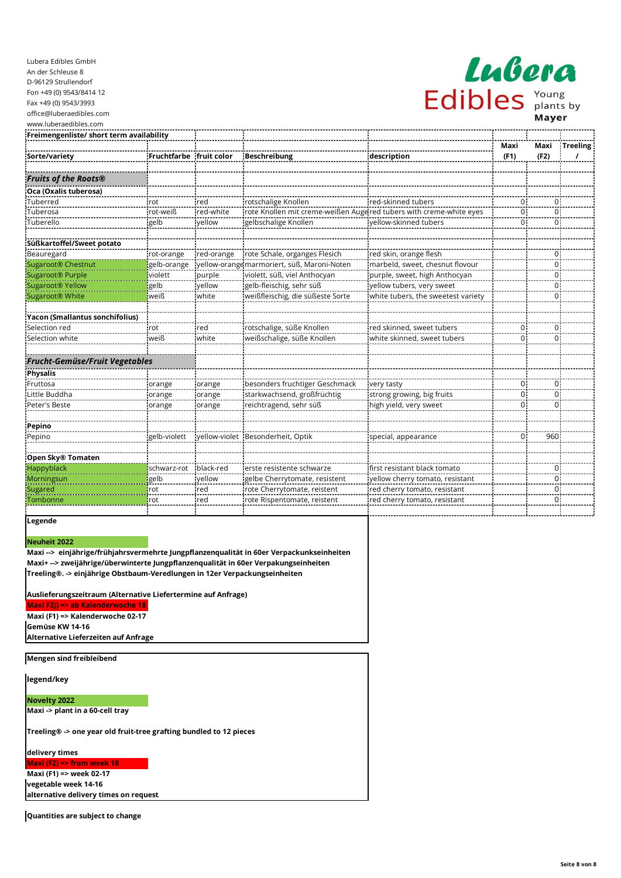Lubera Edibles GmbH
An der Schleuse 8
D-96129 Strullendorf
Fon +49 (0) 9543/8414 12
Fax +49 (0) 9543/3993
office@luberaedibles.com
www.luberaedibles.com

Lubera Edibles Young plants by Mayer

**Freimengenliste/ short term availability**

| Sorte/variety | Fruchtfarbe | fruit color | Beschreibung | description | Maxi (F1) | Maxi (F2) | Treeling / |
|---|---|---|---|---|---|---|---|
| ***Fruits of the Roots®*** | | | | | | | |
| **Oca (Oxalis tuberosa)** | | | | | | | |
| Tuberred | rot | red | rotschalige Knollen | red-skinned tubers | 0 | 0 | |
| Tuberosa | rot-weiß | red-white | rote Knollen mit creme-weißen Augen | red tubers with creme-white eyes | 0 | 0 | |
| Tuberello | gelb | yellow | gelbschalige Knollen | yellow-skinned tubers | 0 | 0 | |
| **Süßkartoffel/Sweet potato** | | | | | | | |
| Beauregard | rot-orange | red-orange | rote Schale, organges Flesich | red skin, orange flesh | | 0 | |
| Sugaroot® Chestnut | gelb-orange | yellow-orange | marmoriert, süß, Maroni-Noten | marbeld, sweet, chesnut flovour | | 0 | |
| Sugaroot® Purple | violett | purple | violett, süß, viel Anthocyan | purple, sweet, high Anthocyan | | 0 | |
| Sugaroot® Yellow | gelb | yellow | gelb-fleischig, sehr süß | yellow tubers, very sweet | | 0 | |
| Sugaroot® White | weiß | white | weißfleischig, die süßeste Sorte | white tubers, the sweetest variety | | 0 | |
| **Yacon (Smallantus sonchifolius)** | | | | | | | |
| Selection red | rot | red | rotschalige, süße Knollen | red skinned, sweet tubers | 0 | 0 | |
| Selection white | weiß | white | weißschalige, süße Knollen | white skinned, sweet tubers | 0 | 0 | |
| ***Frucht-Gemüse/Fruit Vegetables*** | | | | | | | |
| **Physalis** | | | | | | | |
| Fruttosa | orange | orange | besonders fruchtiger Geschmack | very tasty | 0 | 0 | |
| Little Buddha | orange | orange | starkwachsend, großfrüchtig | strong growing, big fruits | 0 | 0 | |
| Peter's Beste | orange | orange | reichtragend, sehr süß | high yield, very sweet | 0 | 0 | |
| **Pepino** | | | | | | | |
| Pepino | gelb-violett | yellow-violet | Besonderheit, Optik | special, appearance | 0 | 960 | |
| **Open Sky® Tomaten** | | | | | | | |
| Happyblack | schwarz-rot | black-red | erste resistente schwarze | first resistant black tomato | | 0 | |
| Morningsun | gelb | yellow | gelbe Cherrytomate, resistent | yellow cherry tomato, resistant | | 0 | |
| Sugared | rot | red | rote Cherrytomate, reistent | red cherry tomato, resistant | | 0 | |
| Tombonne | rot | red | rote Rispentomate, reistent | red cherry tomato, resistant | | 0 | |

**Legende**

**Neuheit 2022**

**Maxi --> einjährige/frühjahrsvermehrte Jungpflanzenqualität in 60er Verpackunkseinheiten**
**Maxi+ --> zweijährige/überwinterte Jungpflanzenqualität in 60er Verpakungseinheiten**
**Treeling®. -> einjährige Obstbaum-Veredlungen in 12er Verpackungseinheiten**

**Auslieferungszeitraum (Alternative Liefertermine auf Anfrage)**
**Maxi F2)) => ab Kalenderwoche 18**
**Maxi (F1) => Kalenderwoche 02-17**
**Gemüse KW 14-16**
**Alternative Lieferzeiten auf Anfrage**

**Mengen sind freibleibend**

**legend/key**

**Novelty 2022**
**Maxi -> plant in a 60-cell tray**

**Treeling® -> one year old fruit-tree grafting bundled to 12 pieces**

**delivery times**
**Maxi (F2) => from week 18**
**Maxi (F1) => week 02-17**
**vegetable week 14-16**
**alternative delivery times on request**

**Quantities are subject to change**